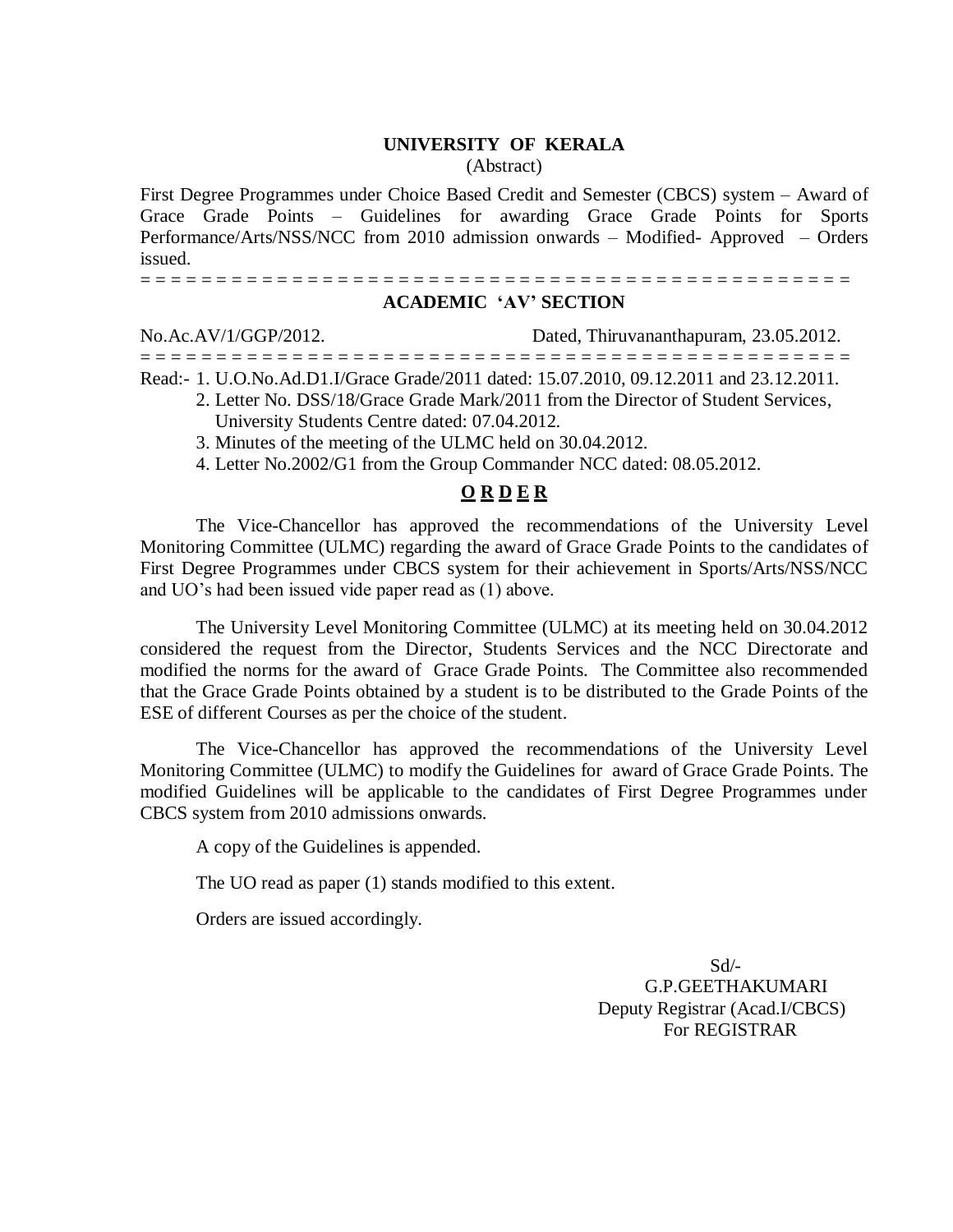# UNIVERSITY OF KERALA

(Abstract)

First Degree Programmes under Choice Based Credit and Semester (CBCS) system – Award of Grace Grade Points – Guidelines for awarding Grace Grade Points for Sports Performance/Arts/NSS/NCC from 2010 admission onwards – Modified- Approved – Orders issued.

= = = = = = = = = = = = = = = = = = = = = = = = = = = = = = = = = = = = = = = = = = = = = = = =

## ACADEMIC 'AV' SECTION

No.Ac.AV/1/GGP/2012. Dated, Thiruvananthapuram, 23.05.2012.

= = = = = = = = = = = = = = = = = = = = = = = = = = = = = = = = = = = = = = = = = = = = = = = =

Read:- 1. U.O.No.Ad.D1.I/Grace Grade/2011 dated: 15.07.2010, 09.12.2011 and 23.12.2011.

2. Letter No. DSS/18/Grace Grade Mark/2011 from the Director of Student Services, University Students Centre dated: 07.04.2012.

3. Minutes of the meeting of the ULMC held on 30.04.2012.

4. Letter No.2002/G1 from the Group Commander NCC dated: 08.05.2012.

## O R D E R

The Vice-Chancellor has approved the recommendations of the University Level Monitoring Committee (ULMC) regarding the award of Grace Grade Points to the candidates of First Degree Programmes under CBCS system for their achievement in Sports/Arts/NSS/NCC and UO's had been issued vide paper read as (1) above.

The University Level Monitoring Committee (ULMC) at its meeting held on 30.04.2012 considered the request from the Director, Students Services and the NCC Directorate and modified the norms for the award of Grace Grade Points. The Committee also recommended that the Grace Grade Points obtained by a student is to be distributed to the Grade Points of the ESE of different Courses as per the choice of the student.

The Vice-Chancellor has approved the recommendations of the University Level Monitoring Committee (ULMC) to modify the Guidelines for award of Grace Grade Points. The modified Guidelines will be applicable to the candidates of First Degree Programmes under CBCS system from 2010 admissions onwards.

A copy of the Guidelines is appended.

The UO read as paper (1) stands modified to this extent.

Orders are issued accordingly.

Sd/-
G.P.GEETHAKUMARI
Deputy Registrar (Acad.I/CBCS)
For REGISTRAR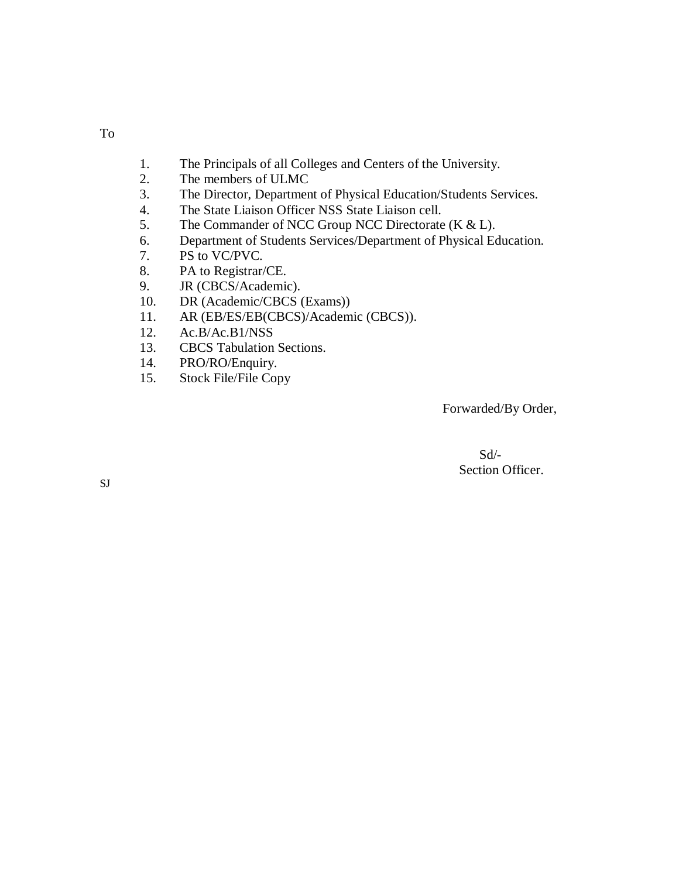To

1. The Principals of all Colleges and Centers of the University.
2. The members of ULMC
3. The Director, Department of Physical Education/Students Services.
4. The State Liaison Officer NSS State Liaison cell.
5. The Commander of NCC Group NCC Directorate (K & L).
6. Department of Students Services/Department of Physical Education.
7. PS to VC/PVC.
8. PA to Registrar/CE.
9. JR (CBCS/Academic).
10. DR (Academic/CBCS (Exams))
11. AR (EB/ES/EB(CBCS)/Academic (CBCS)).
12. Ac.B/Ac.B1/NSS
13. CBCS Tabulation Sections.
14. PRO/RO/Enquiry.
15. Stock File/File Copy

Forwarded/By Order,

Sd/-
Section Officer.

SJ